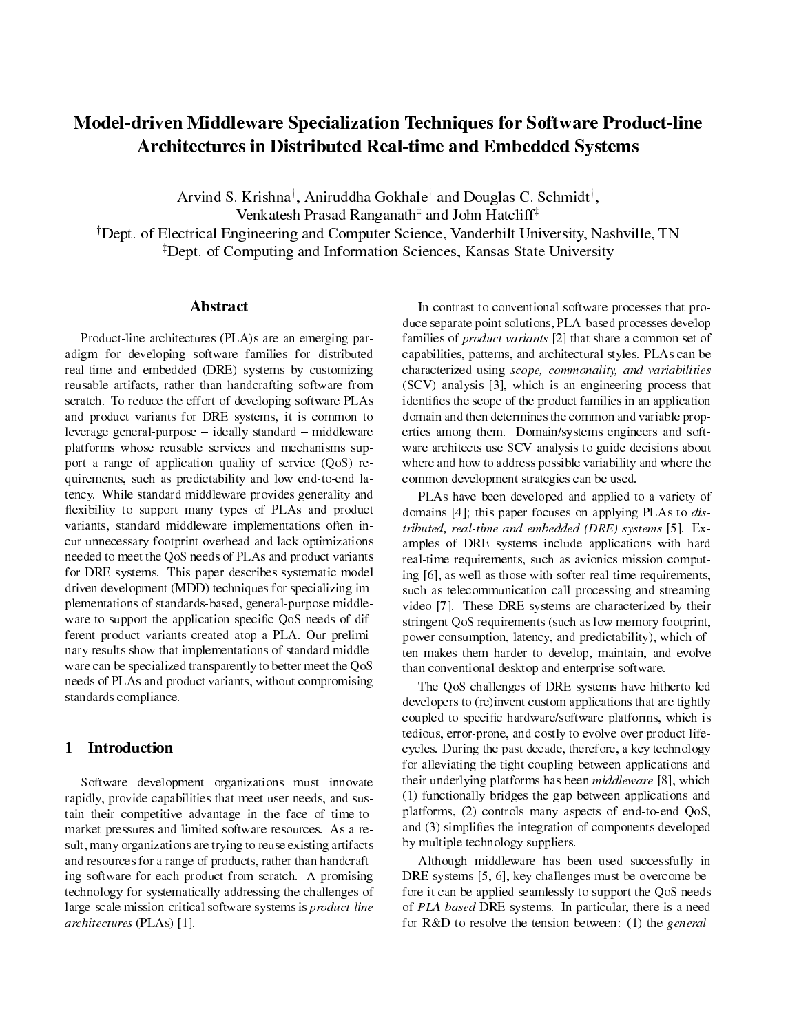# Model-driven Middleware Specialization Techniques for Software Product-line Architectures in Distributed Real-time and Embedded Systems

Arvind S. Krishna[†], Aniruddha Gokhale[†] and Douglas C. Schmidt[†],
Venkatesh Prasad Ranganath[‡] and John Hatcliff[‡]

[†]Dept. of Electrical Engineering and Computer Science, Vanderbilt University, Nashville, TN
[‡]Dept. of Computing and Information Sciences, Kansas State University

## Abstract

Product-line architectures (PLA)s are an emerging paradigm for developing software families for distributed real-time and embedded (DRE) systems by customizing reusable artifacts, rather than handcrafting software from scratch. To reduce the effort of developing software PLAs and product variants for DRE systems, it is common to leverage general-purpose – ideally standard – middleware platforms whose reusable services and mechanisms support a range of application quality of service (QoS) requirements, such as predictability and low end-to-end latency. While standard middleware provides generality and flexibility to support many types of PLAs and product variants, standard middleware implementations often incur unnecessary footprint overhead and lack optimizations needed to meet the QoS needs of PLAs and product variants for DRE systems. This paper describes systematic model driven development (MDD) techniques for specializing implementations of standards-based, general-purpose middleware to support the application-specific QoS needs of different product variants created atop a PLA. Our preliminary results show that implementations of standard middleware can be specialized transparently to better meet the QoS needs of PLAs and product variants, without compromising standards compliance.

## 1 Introduction

Software development organizations must innovate rapidly, provide capabilities that meet user needs, and sustain their competitive advantage in the face of time-to-market pressures and limited software resources. As a result, many organizations are trying to reuse existing artifacts and resources for a range of products, rather than handcrafting software for each product from scratch. A promising technology for systematically addressing the challenges of large-scale mission-critical software systems is *product-line architectures* (PLAs) [1].

In contrast to conventional software processes that produce separate point solutions, PLA-based processes develop families of *product variants* [2] that share a common set of capabilities, patterns, and architectural styles. PLAs can be characterized using *scope, commonality, and variabilities* (SCV) analysis [3], which is an engineering process that identifies the scope of the product families in an application domain and then determines the common and variable properties among them. Domain/systems engineers and software architects use SCV analysis to guide decisions about where and how to address possible variability and where the common development strategies can be used.

PLAs have been developed and applied to a variety of domains [4]; this paper focuses on applying PLAs to *distributed, real-time and embedded (DRE) systems* [5]. Examples of DRE systems include applications with hard real-time requirements, such as avionics mission computing [6], as well as those with softer real-time requirements, such as telecommunication call processing and streaming video [7]. These DRE systems are characterized by their stringent QoS requirements (such as low memory footprint, power consumption, latency, and predictability), which often makes them harder to develop, maintain, and evolve than conventional desktop and enterprise software.

The QoS challenges of DRE systems have hitherto led developers to (re)invent custom applications that are tightly coupled to specific hardware/software platforms, which is tedious, error-prone, and costly to evolve over product lifecycles. During the past decade, therefore, a key technology for alleviating the tight coupling between applications and their underlying platforms has been *middleware* [8], which (1) functionally bridges the gap between applications and platforms, (2) controls many aspects of end-to-end QoS, and (3) simplifies the integration of components developed by multiple technology suppliers.

Although middleware has been used successfully in DRE systems [5, 6], key challenges must be overcome before it can be applied seamlessly to support the QoS needs of *PLA-based* DRE systems. In particular, there is a need for R&D to resolve the tension between: (1) the *general-*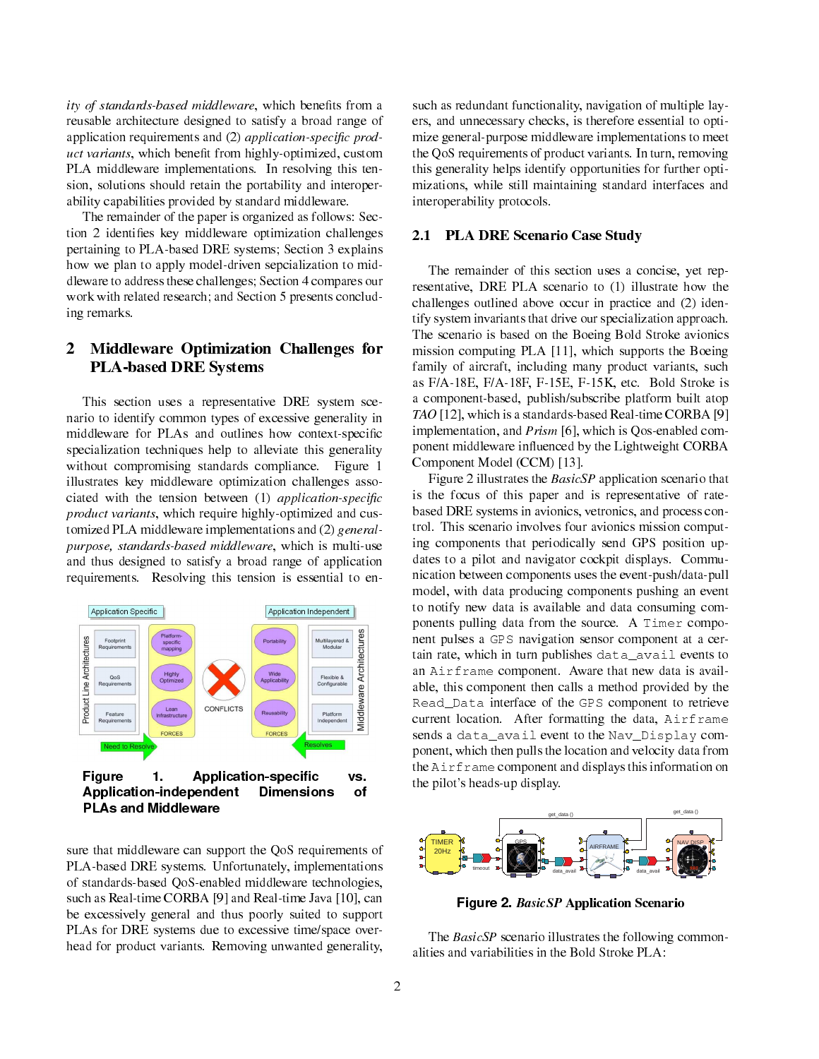ity of standards-based middleware*, which benefits from a reusable architecture designed to satisfy a broad range of application requirements and (2) *application-specific product variants*, which benefit from highly-optimized, custom PLA middleware implementations. In resolving this tension, solutions should retain the portability and interoperability capabilities provided by standard middleware.

The remainder of the paper is organized as follows: Section 2 identifies key middleware optimization challenges pertaining to PLA-based DRE systems; Section 3 explains how we plan to apply model-driven sepcialization to middleware to address these challenges; Section 4 compares our work with related research; and Section 5 presents concluding remarks.

## 2 Middleware Optimization Challenges for PLA-based DRE Systems

This section uses a representative DRE system scenario to identify common types of excessive generality in middleware for PLAs and outlines how context-specific specialization techniques help to alleviate this generality without compromising standards compliance. Figure 1 illustrates key middleware optimization challenges associated with the tension between (1) *application-specific product variants*, which require highly-optimized and customized PLA middleware implementations and (2) *general-purpose, standards-based middleware*, which is multi-use and thus designed to satisfy a broad range of application requirements. Resolving this tension is essential to ensure that middleware can support the QoS requirements of PLA-based DRE systems. Unfortunately, implementations of standards-based QoS-enabled middleware technologies, such as Real-time CORBA [9] and Real-time Java [10], can be excessively general and thus poorly suited to support PLAs for DRE systems due to excessive time/space overhead for product variants. Removing unwanted generality, such as redundant functionality, navigation of multiple layers, and unnecessary checks, is therefore essential to optimize general-purpose middleware implementations to meet the QoS requirements of product variants. In turn, removing this generality helps identify opportunities for further optimizations, while still maintaining standard interfaces and interoperability protocols.

**Figure 1. Application-specific vs. Application-independent Dimensions of PLAs and Middleware**

### 2.1 PLA DRE Scenario Case Study

The remainder of this section uses a concise, yet representative, DRE PLA scenario to (1) illustrate how the challenges outlined above occur in practice and (2) identify system invariants that drive our specialization approach. The scenario is based on the Boeing Bold Stroke avionics mission computing PLA [11], which supports the Boeing family of aircraft, including many product variants, such as F/A-18E, F/A-18F, F-15E, F-15K, etc. Bold Stroke is a component-based, publish/subscribe platform built atop *TAO* [12], which is a standards-based Real-time CORBA [9] implementation, and *Prism* [6], which is Qos-enabled component middleware influenced by the Lightweight CORBA Component Model (CCM) [13].

Figure 2 illustrates the *BasicSP* application scenario that is the focus of this paper and is representative of rate-based DRE systems in avionics, vetronics, and process control. This scenario involves four avionics mission computing components that periodically send GPS position updates to a pilot and navigator cockpit displays. Communication between components uses the event-push/data-pull model, with data producing components pushing an event to notify new data is available and data consuming components pulling data from the source. A `Timer` component pulses a `GPS` navigation sensor component at a certain rate, which in turn publishes `data_avail` events to an `Airframe` component. Aware that new data is available, this component then calls a method provided by the `Read_Data` interface of the `GPS` component to retrieve current location. After formatting the data, `Airframe` sends a `data_avail` event to the `Nav_Display` component, which then pulls the location and velocity data from the `Airframe` component and displays this information on the pilot's heads-up display.

**Figure 2. *BasicSP* Application Scenario**

The *BasicSP* scenario illustrates the following commonalities and variabilities in the Bold Stroke PLA: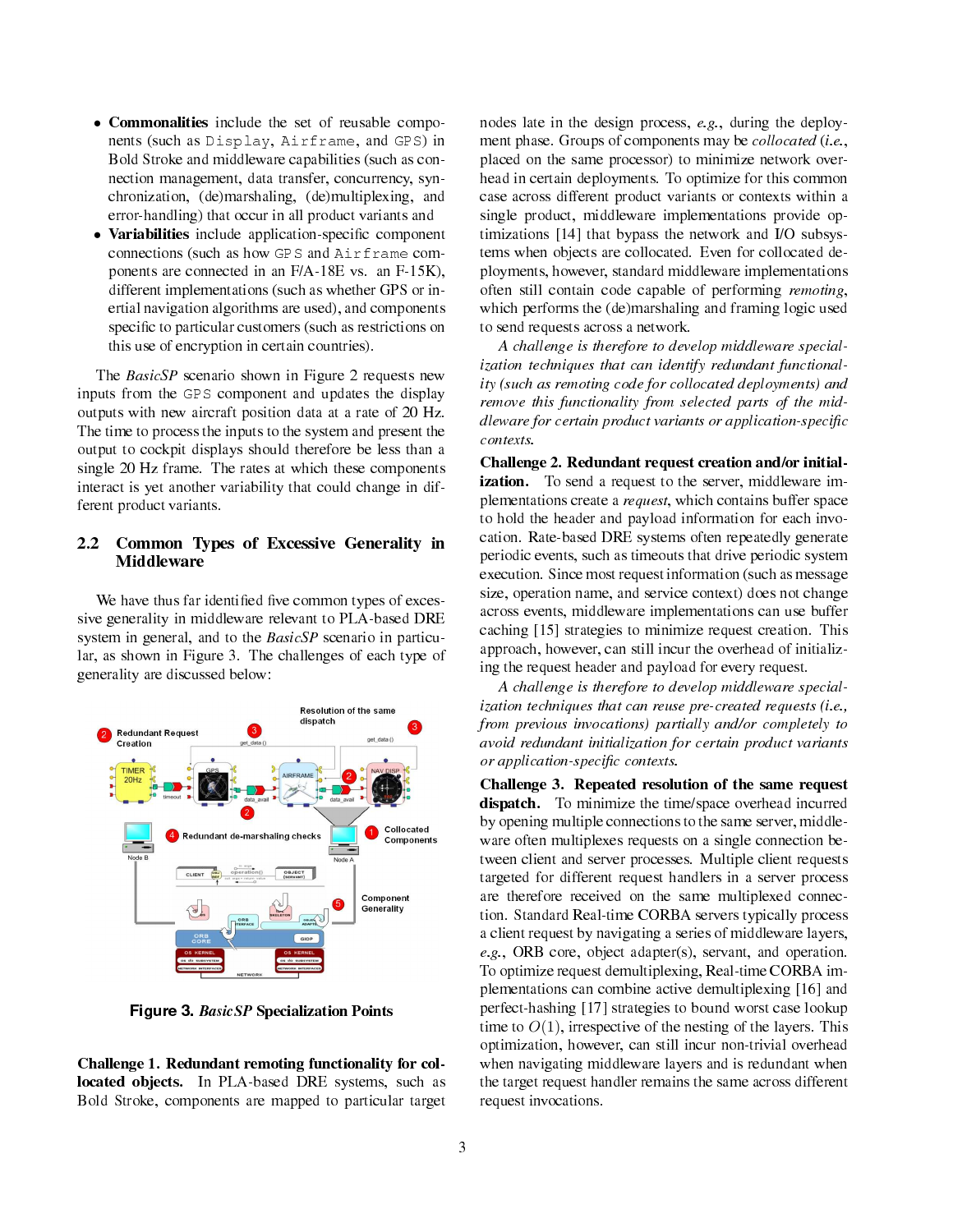- **Commonalities** include the set of reusable components (such as Display, Airframe, and GPS) in Bold Stroke and middleware capabilities (such as connection management, data transfer, concurrency, synchronization, (de)marshaling, (de)multiplexing, and error-handling) that occur in all product variants and
- **Variabilities** include application-specific component connections (such as how GPS and Airframe components are connected in an F/A-18E vs. an F-15K), different implementations (such as whether GPS or inertial navigation algorithms are used), and components specific to particular customers (such as restrictions on this use of encryption in certain countries).

The *BasicSP* scenario shown in Figure 2 requests new inputs from the GPS component and updates the display outputs with new aircraft position data at a rate of 20 Hz. The time to process the inputs to the system and present the output to cockpit displays should therefore be less than a single 20 Hz frame. The rates at which these components interact is yet another variability that could change in different product variants.

## 2.2 Common Types of Excessive Generality in Middleware

We have thus far identified five common types of excessive generality in middleware relevant to PLA-based DRE system in general, and to the *BasicSP* scenario in particular, as shown in Figure 3. The challenges of each type of generality are discussed below:

**Figure 3.** *BasicSP* **Specialization Points**

**Challenge 1. Redundant remoting functionality for collocated objects.** In PLA-based DRE systems, such as Bold Stroke, components are mapped to particular target nodes late in the design process, *e.g.*, during the deployment phase. Groups of components may be *collocated* (*i.e.*, placed on the same processor) to minimize network overhead in certain deployments. To optimize for this common case across different product variants or contexts within a single product, middleware implementations provide optimizations [14] that bypass the network and I/O subsystems when objects are collocated. Even for collocated deployments, however, standard middleware implementations often still contain code capable of performing *remoting*, which performs the (de)marshaling and framing logic used to send requests across a network.

*A challenge is therefore to develop middleware specialization techniques that can identify redundant functionality (such as remoting code for collocated deployments) and remove this functionality from selected parts of the middleware for certain product variants or application-specific contexts.*

**Challenge 2. Redundant request creation and/or initialization.** To send a request to the server, middleware implementations create a *request*, which contains buffer space to hold the header and payload information for each invocation. Rate-based DRE systems often repeatedly generate periodic events, such as timeouts that drive periodic system execution. Since most request information (such as message size, operation name, and service context) does not change across events, middleware implementations can use buffer caching [15] strategies to minimize request creation. This approach, however, can still incur the overhead of initializing the request header and payload for every request.

*A challenge is therefore to develop middleware specialization techniques that can reuse pre-created requests (i.e., from previous invocations) partially and/or completely to avoid redundant initialization for certain product variants or application-specific contexts.*

**Challenge 3. Repeated resolution of the same request dispatch.** To minimize the time/space overhead incurred by opening multiple connections to the same server, middleware often multiplexes requests on a single connection between client and server processes. Multiple client requests targeted for different request handlers in a server process are therefore received on the same multiplexed connection. Standard Real-time CORBA servers typically process a client request by navigating a series of middleware layers, *e.g.*, ORB core, object adapter(s), servant, and operation. To optimize request demultiplexing, Real-time CORBA implementations can combine active demultiplexing [16] and perfect-hashing [17] strategies to bound worst case lookup time to $O(1)$, irrespective of the nesting of the layers. This optimization, however, can still incur non-trivial overhead when navigating middleware layers and is redundant when the target request handler remains the same across different request invocations.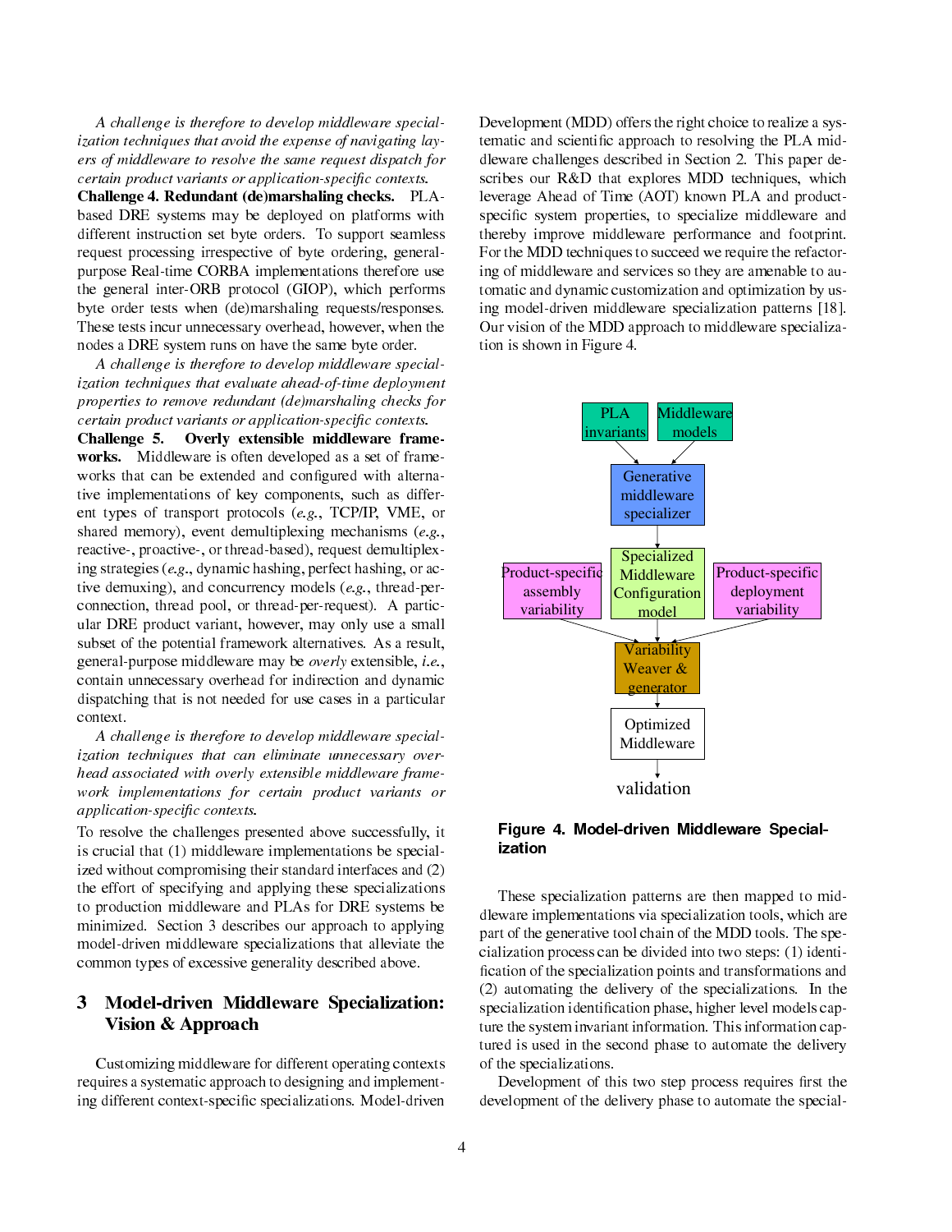*A challenge is therefore to develop middleware specialization techniques that avoid the expense of navigating layers of middleware to resolve the same request dispatch for certain product variants or application-specific contexts.*

**Challenge 4. Redundant (de)marshaling checks.** PLA-based DRE systems may be deployed on platforms with different instruction set byte orders. To support seamless request processing irrespective of byte ordering, general-purpose Real-time CORBA implementations therefore use the general inter-ORB protocol (GIOP), which performs byte order tests when (de)marshaling requests/responses. These tests incur unnecessary overhead, however, when the nodes a DRE system runs on have the same byte order.

*A challenge is therefore to develop middleware specialization techniques that evaluate ahead-of-time deployment properties to remove redundant (de)marshaling checks for certain product variants or application-specific contexts.*

**Challenge 5. Overly extensible middleware frameworks.** Middleware is often developed as a set of frameworks that can be extended and configured with alternative implementations of key components, such as different types of transport protocols (*e.g.*, TCP/IP, VME, or shared memory), event demultiplexing mechanisms (*e.g.*, reactive-, proactive-, or thread-based), request demultiplexing strategies (*e.g.*, dynamic hashing, perfect hashing, or active demuxing), and concurrency models (*e.g.*, thread-per-connection, thread pool, or thread-per-request). A particular DRE product variant, however, may only use a small subset of the potential framework alternatives. As a result, general-purpose middleware may be *overly* extensible, *i.e.*, contain unnecessary overhead for indirection and dynamic dispatching that is not needed for use cases in a particular context.

*A challenge is therefore to develop middleware specialization techniques that can eliminate unnecessary overhead associated with overly extensible middleware framework implementations for certain product variants or application-specific contexts.*

To resolve the challenges presented above successfully, it is crucial that (1) middleware implementations be specialized without compromising their standard interfaces and (2) the effort of specifying and applying these specializations to production middleware and PLAs for DRE systems be minimized. Section 3 describes our approach to applying model-driven middleware specializations that alleviate the common types of excessive generality described above.

## 3 Model-driven Middleware Specialization: Vision & Approach

Customizing middleware for different operating contexts requires a systematic approach to designing and implementing different context-specific specializations. Model-driven Development (MDD) offers the right choice to realize a systematic and scientific approach to resolving the PLA middleware challenges described in Section 2. This paper describes our R&D that explores MDD techniques, which leverage Ahead of Time (AOT) known PLA and product-specific system properties, to specialize middleware and thereby improve middleware performance and footprint. For the MDD techniques to succeed we require the refactoring of middleware and services so they are amenable to automatic and dynamic customization and optimization by using model-driven middleware specialization patterns [18]. Our vision of the MDD approach to middleware specialization is shown in Figure 4.

PLA invariants → Generative middleware specializer ← Middleware models

Generative middleware specializer → Specialized Middleware Configuration model

Product-specific assembly variability, Specialized Middleware Configuration model, Product-specific deployment variability → Variability Weaver & generator → Optimized Middleware → validation

**Figure 4. Model-driven Middleware Specialization**

These specialization patterns are then mapped to middleware implementations via specialization tools, which are part of the generative tool chain of the MDD tools. The specialization process can be divided into two steps: (1) identification of the specialization points and transformations and (2) automating the delivery of the specializations. In the specialization identification phase, higher level models capture the system invariant information. This information captured is used in the second phase to automate the delivery of the specializations.

Development of this two step process requires first the development of the delivery phase to automate the special-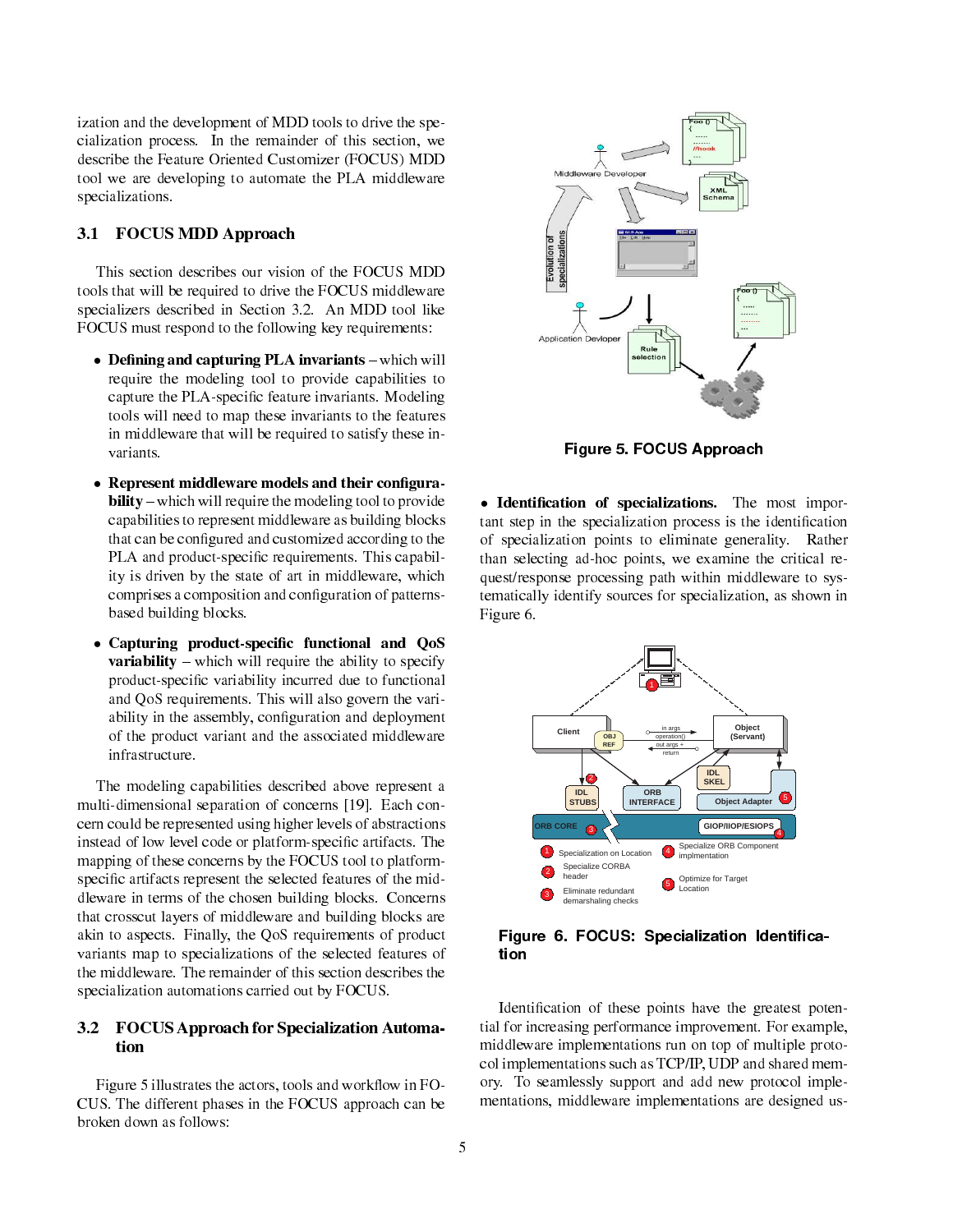ization and the development of MDD tools to drive the specialization process. In the remainder of this section, we describe the Feature Oriented Customizer (FOCUS) MDD tool we are developing to automate the PLA middleware specializations.

### 3.1 FOCUS MDD Approach

This section describes our vision of the FOCUS MDD tools that will be required to drive the FOCUS middleware specializers described in Section 3.2. An MDD tool like FOCUS must respond to the following key requirements:

- **Defining and capturing PLA invariants** – which will require the modeling tool to provide capabilities to capture the PLA-specific feature invariants. Modeling tools will need to map these invariants to the features in middleware that will be required to satisfy these invariants.
- **Represent middleware models and their configurability** – which will require the modeling tool to provide capabilities to represent middleware as building blocks that can be configured and customized according to the PLA and product-specific requirements. This capability is driven by the state of art in middleware, which comprises a composition and configuration of patterns-based building blocks.
- **Capturing product-specific functional and QoS variability** – which will require the ability to specify product-specific variability incurred due to functional and QoS requirements. This will also govern the variability in the assembly, configuration and deployment of the product variant and the associated middleware infrastructure.

The modeling capabilities described above represent a multi-dimensional separation of concerns [19]. Each concern could be represented using higher levels of abstractions instead of low level code or platform-specific artifacts. The mapping of these concerns by the FOCUS tool to platform-specific artifacts represent the selected features of the middleware in terms of the chosen building blocks. Concerns that crosscut layers of middleware and building blocks are akin to aspects. Finally, the QoS requirements of product variants map to specializations of the selected features of the middleware. The remainder of this section describes the specialization automations carried out by FOCUS.

### 3.2 FOCUS Approach for Specialization Automation

Figure 5 illustrates the actors, tools and workflow in FOCUS. The different phases in the FOCUS approach can be broken down as follows:

**Figure 5. FOCUS Approach**

- **Identification of specializations.** The most important step in the specialization process is the identification of specialization points to eliminate generality. Rather than selecting ad-hoc points, we examine the critical request/response processing path within middleware to systematically identify sources for specialization, as shown in Figure 6.

**Figure 6. FOCUS: Specialization Identification**

Identification of these points have the greatest potential for increasing performance improvement. For example, middleware implementations run on top of multiple protocol implementations such as TCP/IP, UDP and shared memory. To seamlessly support and add new protocol implementations, middleware implementations are designed us-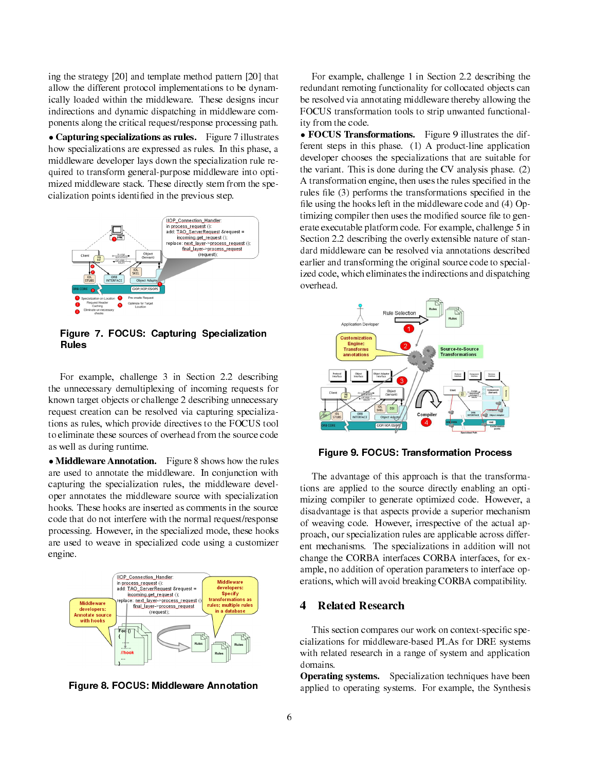ing the strategy [20] and template method pattern [20] that allow the different protocol implementations to be dynamically loaded within the middleware. These designs incur indirections and dynamic dispatching in middleware components along the critical request/response processing path.

• **Capturing specializations as rules.** Figure 7 illustrates how specializations are expressed as rules. In this phase, a middleware developer lays down the specialization rule required to transform general-purpose middleware into optimized middleware stack. These directly stem from the specialization points identified in the previous step.

**Figure 7. FOCUS: Capturing Specialization Rules**

For example, challenge 3 in Section 2.2 describing the unnecessary demultiplexing of incoming requests for known target objects or challenge 2 describing unnecessary request creation can be resolved via capturing specializations as rules, which provide directives to the FOCUS tool to eliminate these sources of overhead from the source code as well as during runtime.

• **Middleware Annotation.** Figure 8 shows how the rules are used to annotate the middleware. In conjunction with capturing the specialization rules, the middleware developer annotates the middleware source with specialization hooks. These hooks are inserted as comments in the source code that do not interfere with the normal request/response processing. However, in the specialized mode, these hooks are used to weave in specialized code using a customizer engine.

**Figure 8. FOCUS: Middleware Annotation**

For example, challenge 1 in Section 2.2 describing the redundant remoting functionality for collocated objects can be resolved via annotating middleware thereby allowing the FOCUS transformation tools to strip unwanted functionality from the code.

• **FOCUS Transformations.** Figure 9 illustrates the different steps in this phase. (1) A product-line application developer chooses the specializations that are suitable for the variant. This is done during the CV analysis phase. (2) A transformation engine, then uses the rules specified in the rules file (3) performs the transformations specified in the file using the hooks left in the middleware code and (4) Optimizing compiler then uses the modified source file to generate executable platform code. For example, challenge 5 in Section 2.2 describing the overly extensible nature of standard middleware can be resolved via annotations described earlier and transforming the original source code to specialized code, which eliminates the indirections and dispatching overhead.

**Figure 9. FOCUS: Transformation Process**

The advantage of this approach is that the transformations are applied to the source directly enabling an optimizing compiler to generate optimized code. However, a disadvantage is that aspects provide a superior mechanism of weaving code. However, irrespective of the actual approach, our specialization rules are applicable across different mechanisms. The specializations in addition will not change the CORBA interfaces CORBA interfaces, for example, no addition of operation parameters to interface operations, which will avoid breaking CORBA compatibility.

## 4 Related Research

This section compares our work on context-specific specializations for middleware-based PLAs for DRE systems with related research in a range of system and application domains.

**Operating systems.** Specialization techniques have been applied to operating systems. For example, the Synthesis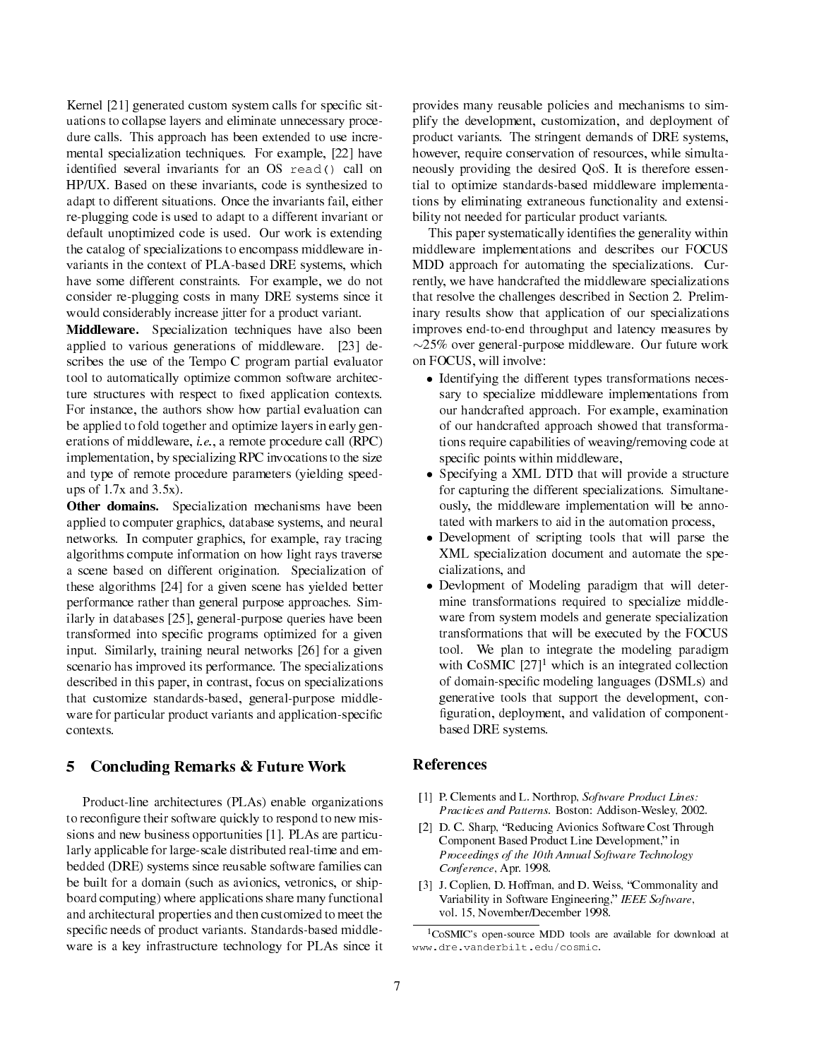Kernel [21] generated custom system calls for specific situations to collapse layers and eliminate unnecessary procedure calls. This approach has been extended to use incremental specialization techniques. For example, [22] have identified several invariants for an OS `read()` call on HP/UX. Based on these invariants, code is synthesized to adapt to different situations. Once the invariants fail, either re-plugging code is used to adapt to a different invariant or default unoptimized code is used. Our work is extending the catalog of specializations to encompass middleware invariants in the context of PLA-based DRE systems, which have some different constraints. For example, we do not consider re-plugging costs in many DRE systems since it would considerably increase jitter for a product variant.

**Middleware.** Specialization techniques have also been applied to various generations of middleware. [23] describes the use of the Tempo C program partial evaluator tool to automatically optimize common software architecture structures with respect to fixed application contexts. For instance, the authors show how partial evaluation can be applied to fold together and optimize layers in early generations of middleware, *i.e.*, a remote procedure call (RPC) implementation, by specializing RPC invocations to the size and type of remote procedure parameters (yielding speedups of 1.7x and 3.5x).

**Other domains.** Specialization mechanisms have been applied to computer graphics, database systems, and neural networks. In computer graphics, for example, ray tracing algorithms compute information on how light rays traverse a scene based on different origination. Specialization of these algorithms [24] for a given scene has yielded better performance rather than general purpose approaches. Similarly in databases [25], general-purpose queries have been transformed into specific programs optimized for a given input. Similarly, training neural networks [26] for a given scenario has improved its performance. The specializations described in this paper, in contrast, focus on specializations that customize standards-based, general-purpose middleware for particular product variants and application-specific contexts.

## 5 Concluding Remarks & Future Work

Product-line architectures (PLAs) enable organizations to reconfigure their software quickly to respond to new missions and new business opportunities [1]. PLAs are particularly applicable for large-scale distributed real-time and embedded (DRE) systems since reusable software families can be built for a domain (such as avionics, vetronics, or shipboard computing) where applications share many functional and architectural properties and then customized to meet the specific needs of product variants. Standards-based middleware is a key infrastructure technology for PLAs since it provides many reusable policies and mechanisms to simplify the development, customization, and deployment of product variants. The stringent demands of DRE systems, however, require conservation of resources, while simultaneously providing the desired QoS. It is therefore essential to optimize standards-based middleware implementations by eliminating extraneous functionality and extensibility not needed for particular product variants.

This paper systematically identifies the generality within middleware implementations and describes our FOCUS MDD approach for automating the specializations. Currently, we have handcrafted the middleware specializations that resolve the challenges described in Section 2. Preliminary results show that application of our specializations improves end-to-end throughput and latency measures by ~25% over general-purpose middleware. Our future work on FOCUS, will involve:

- Identifying the different types transformations necessary to specialize middleware implementations from our handcrafted approach. For example, examination of our handcrafted approach showed that transformations require capabilities of weaving/removing code at specific points within middleware,
- Specifying a XML DTD that will provide a structure for capturing the different specializations. Simultaneously, the middleware implementation will be annotated with markers to aid in the automation process,
- Development of scripting tools that will parse the XML specialization document and automate the specializations, and
- Devlopment of Modeling paradigm that will determine transformations required to specialize middleware from system models and generate specialization transformations that will be executed by the FOCUS tool. We plan to integrate the modeling paradigm with CoSMIC [27][1] which is an integrated collection of domain-specific modeling languages (DSMLs) and generative tools that support the development, configuration, deployment, and validation of component-based DRE systems.

## References

[1] P. Clements and L. Northrop, *Software Product Lines: Practices and Patterns*. Boston: Addison-Wesley, 2002.

[2] D. C. Sharp, "Reducing Avionics Software Cost Through Component Based Product Line Development," in *Proceedings of the 10th Annual Software Technology Conference*, Apr. 1998.

[3] J. Coplien, D. Hoffman, and D. Weiss, "Commonality and Variability in Software Engineering," *IEEE Software*, vol. 15, November/December 1998.

[1] CoSMIC's open-source MDD tools are available for download at `www.dre.vanderbilt.edu/cosmic`.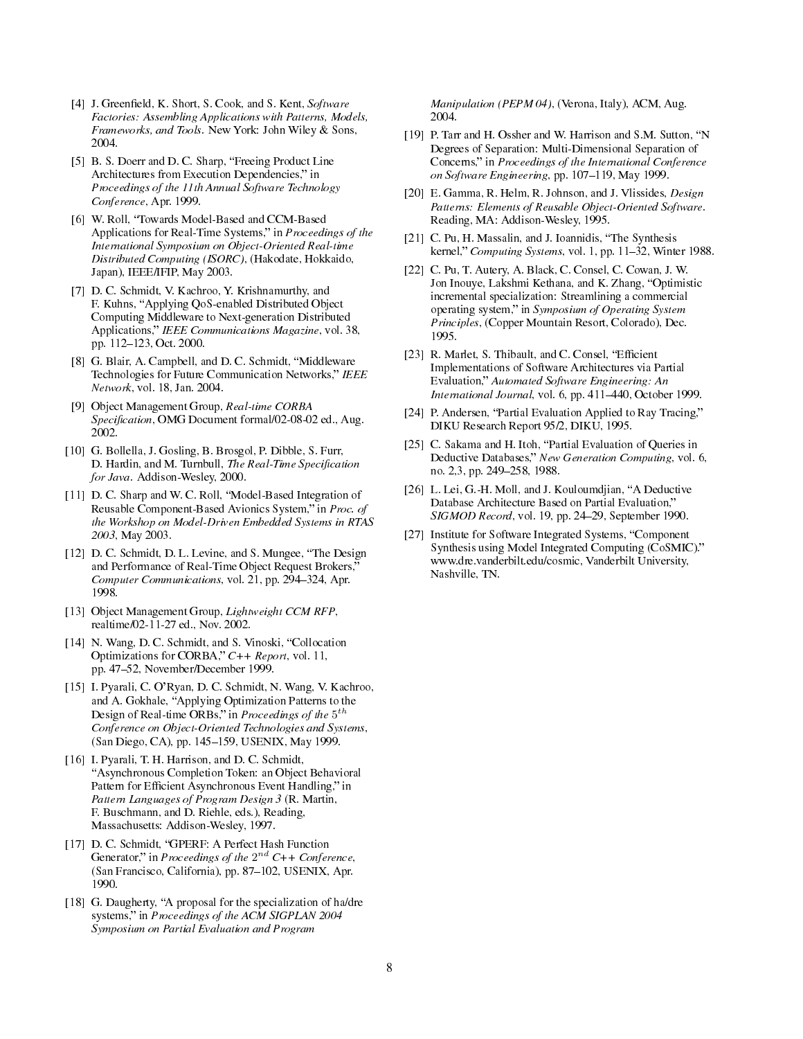[4] J. Greenfield, K. Short, S. Cook, and S. Kent, *Software Factories: Assembling Applications with Patterns, Models, Frameworks, and Tools*. New York: John Wiley & Sons, 2004.

[5] B. S. Doerr and D. C. Sharp, "Freeing Product Line Architectures from Execution Dependencies," in *Proceedings of the 11th Annual Software Technology Conference*, Apr. 1999.

[6] W. Roll, "Towards Model-Based and CCM-Based Applications for Real-Time Systems," in *Proceedings of the International Symposium on Object-Oriented Real-time Distributed Computing (ISORC)*, (Hakodate, Hokkaido, Japan), IEEE/IFIP, May 2003.

[7] D. C. Schmidt, V. Kachroo, Y. Krishnamurthy, and F. Kuhns, "Applying QoS-enabled Distributed Object Computing Middleware to Next-generation Distributed Applications," *IEEE Communications Magazine*, vol. 38, pp. 112–123, Oct. 2000.

[8] G. Blair, A. Campbell, and D. C. Schmidt, "Middleware Technologies for Future Communication Networks," *IEEE Network*, vol. 18, Jan. 2004.

[9] Object Management Group, *Real-time CORBA Specification*, OMG Document formal/02-08-02 ed., Aug. 2002.

[10] G. Bollella, J. Gosling, B. Brosgol, P. Dibble, S. Furr, D. Hardin, and M. Turnbull, *The Real-Time Specification for Java*. Addison-Wesley, 2000.

[11] D. C. Sharp and W. C. Roll, "Model-Based Integration of Reusable Component-Based Avionics System," in *Proc. of the Workshop on Model-Driven Embedded Systems in RTAS 2003*, May 2003.

[12] D. C. Schmidt, D. L. Levine, and S. Mungee, "The Design and Performance of Real-Time Object Request Brokers," *Computer Communications*, vol. 21, pp. 294–324, Apr. 1998.

[13] Object Management Group, *Lightweight CCM RFP*, realtime/02-11-27 ed., Nov. 2002.

[14] N. Wang, D. C. Schmidt, and S. Vinoski, "Collocation Optimizations for CORBA," *C++ Report*, vol. 11, pp. 47–52, November/December 1999.

[15] I. Pyarali, C. O'Ryan, D. C. Schmidt, N. Wang, V. Kachroo, and A. Gokhale, "Applying Optimization Patterns to the Design of Real-time ORBs," in *Proceedings of the $5^{th}$ Conference on Object-Oriented Technologies and Systems*, (San Diego, CA), pp. 145–159, USENIX, May 1999.

[16] I. Pyarali, T. H. Harrison, and D. C. Schmidt, "Asynchronous Completion Token: an Object Behavioral Pattern for Efficient Asynchronous Event Handling," in *Pattern Languages of Program Design 3* (R. Martin, F. Buschmann, and D. Riehle, eds.), Reading, Massachusetts: Addison-Wesley, 1997.

[17] D. C. Schmidt, "GPERF: A Perfect Hash Function Generator," in *Proceedings of the $2^{nd}$ C++ Conference*, (San Francisco, California), pp. 87–102, USENIX, Apr. 1990.

[18] G. Daugherty, "A proposal for the specialization of ha/dre systems," in *Proceedings of the ACM SIGPLAN 2004 Symposium on Partial Evaluation and Program Manipulation (PEPM 04)*, (Verona, Italy), ACM, Aug. 2004.

[19] P. Tarr and H. Ossher and W. Harrison and S.M. Sutton, "N Degrees of Separation: Multi-Dimensional Separation of Concerns," in *Proceedings of the International Conference on Software Engineering*, pp. 107–119, May 1999.

[20] E. Gamma, R. Helm, R. Johnson, and J. Vlissides, *Design Patterns: Elements of Reusable Object-Oriented Software*. Reading, MA: Addison-Wesley, 1995.

[21] C. Pu, H. Massalin, and J. Ioannidis, "The Synthesis kernel," *Computing Systems*, vol. 1, pp. 11–32, Winter 1988.

[22] C. Pu, T. Autery, A. Black, C. Consel, C. Cowan, J. W. Jon Inouye, Lakshmi Kethana, and K. Zhang, "Optimistic incremental specialization: Streamlining a commercial operating system," in *Symposium of Operating System Principles*, (Copper Mountain Resort, Colorado), Dec. 1995.

[23] R. Marlet, S. Thibault, and C. Consel, "Efficient Implementations of Software Architectures via Partial Evaluation," *Automated Software Engineering: An International Journal*, vol. 6, pp. 411–440, October 1999.

[24] P. Andersen, "Partial Evaluation Applied to Ray Tracing," DIKU Research Report 95/2, DIKU, 1995.

[25] C. Sakama and H. Itoh, "Partial Evaluation of Queries in Deductive Databases," *New Generation Computing*, vol. 6, no. 2,3, pp. 249–258, 1988.

[26] L. Lei, G.-H. Moll, and J. Kouloumdjian, "A Deductive Database Architecture Based on Partial Evaluation," *SIGMOD Record*, vol. 19, pp. 24–29, September 1990.

[27] Institute for Software Integrated Systems, "Component Synthesis using Model Integrated Computing (CoSMIC)." www.dre.vanderbilt.edu/cosmic, Vanderbilt University, Nashville, TN.